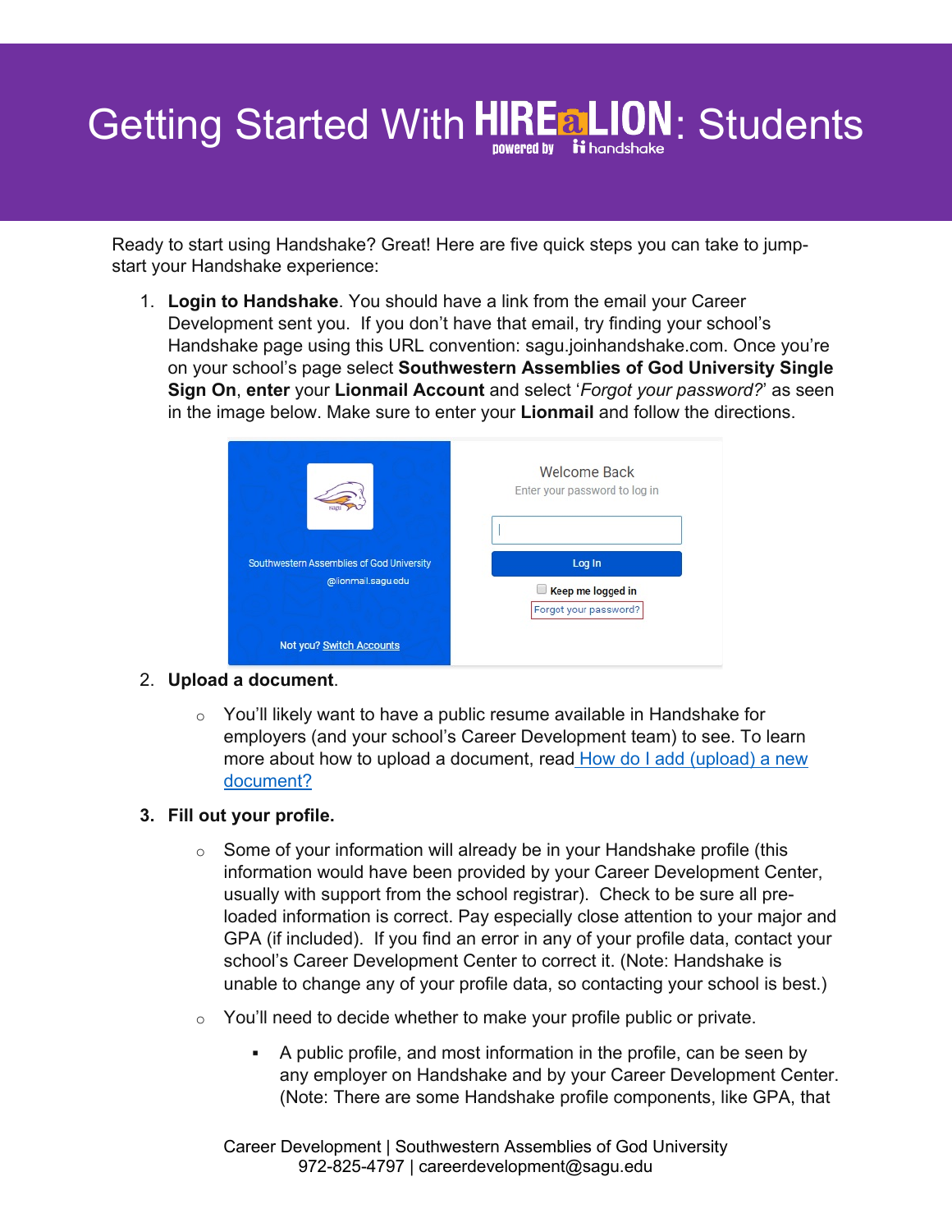# Getting Started With HIRE a LION: Students

powered by handshake

Ready to start using Handshake? Great! Here are five quick steps you can take to jump-start your Handshake experience:

1. **Login to Handshake**. You should have a link from the email your Career Development sent you. If you don't have that email, try finding your school's Handshake page using this URL convention: sagu.joinhandshake.com. Once you're on your school's page select **Southwestern Assemblies of God University Single Sign On**, **enter** your **Lionmail Account** and select '*Forgot your password?*' as seen in the image below. Make sure to enter your **Lionmail** and follow the directions.

   Southwestern Assemblies of God University
   @lionmail.sagu.edu
   Not you? Switch Accounts

   Welcome Back
   Enter your password to log in
   Log In
   Keep me logged in
   Forgot your password?

2. **Upload a document**.
   - You'll likely want to have a public resume available in Handshake for employers (and your school's Career Development team) to see. To learn more about how to upload a document, read [How do I add (upload) a new document?]()

3. **Fill out your profile.**
   - Some of your information will already be in your Handshake profile (this information would have been provided by your Career Development Center, usually with support from the school registrar). Check to be sure all pre-loaded information is correct. Pay especially close attention to your major and GPA (if included). If you find an error in any of your profile data, contact your school's Career Development Center to correct it. (Note: Handshake is unable to change any of your profile data, so contacting your school is best.)
   - You'll need to decide whether to make your profile public or private.
     - A public profile, and most information in the profile, can be seen by any employer on Handshake and by your Career Development Center. (Note: There are some Handshake profile components, like GPA, that

Career Development | Southwestern Assemblies of God University
972-825-4797 | careerdevelopment@sagu.edu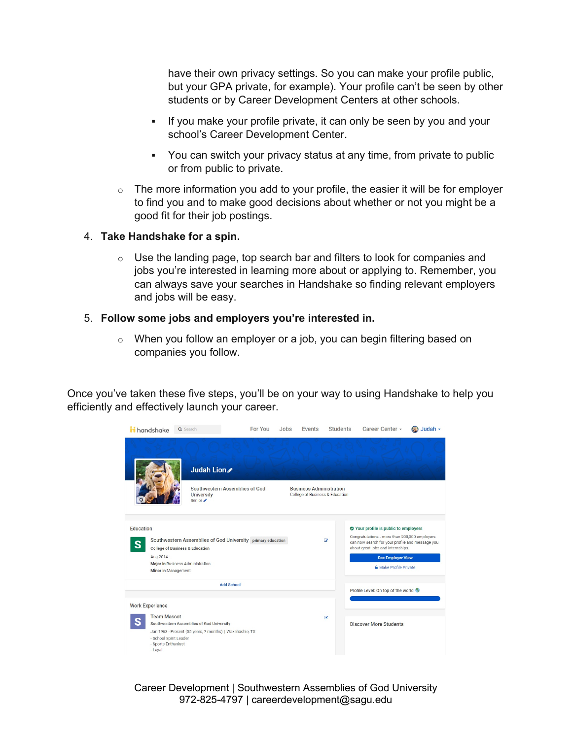have their own privacy settings. So you can make your profile public, but your GPA private, for example). Your profile can't be seen by other students or by Career Development Centers at other schools.

    - If you make your profile private, it can only be seen by you and your school's Career Development Center.
    - You can switch your privacy status at any time, from private to public or from public to private.
  - The more information you add to your profile, the easier it will be for employer to find you and to make good decisions about whether or not you might be a good fit for their job postings.

4. **Take Handshake for a spin.**
   - Use the landing page, top search bar and filters to look for companies and jobs you're interested in learning more about or applying to. Remember, you can always save your searches in Handshake so finding relevant employers and jobs will be easy.
5. **Follow some jobs and employers you're interested in.**
   - When you follow an employer or a job, you can begin filtering based on companies you follow.

Once you've taken these five steps, you'll be on your way to using Handshake to help you efficiently and effectively launch your career.